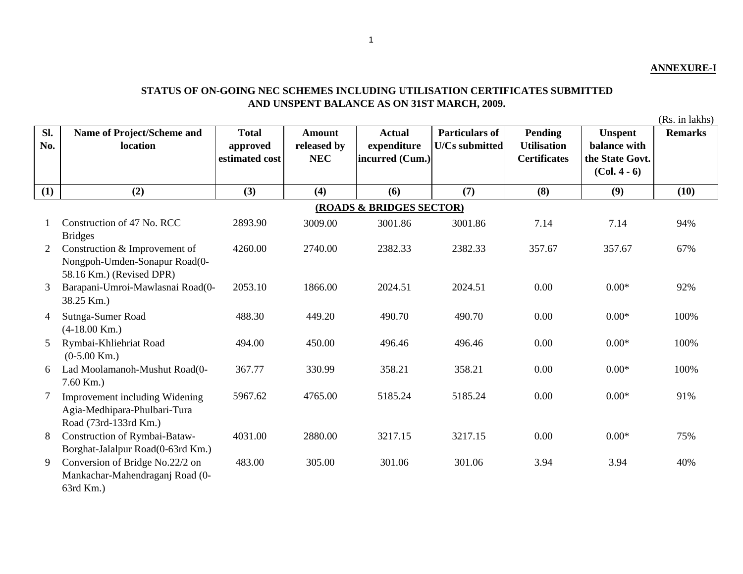**ANNEXURE-I**

**STATUS OF ON-GOING NEC SCHEMES INCLUDING UTILISATION CERTIFICATES SUBMITTED AND UNSPENT BALANCE AS ON 31ST MARCH, 2009.**

(Rs. in lakhs)

| Sl. No. | Name of Project/Scheme and location | Total approved estimated cost | Amount released by NEC | Actual expenditure incurred (Cum.) | Particulars of U/Cs submitted | Pending Utilisation Certificates | Unspent balance with the State Govt. (Col. 4 - 6) | Remarks |
|---|---|---|---|---|---|---|---|---|
| (1) | (2) | (3) | (4) | (6) | (7) | (8) | (9) | (10) |
| | **(ROADS & BRIDGES SECTOR)** | | | | | | | |
| 1 | Construction of 47 No. RCC Bridges | 2893.90 | 3009.00 | 3001.86 | 3001.86 | 7.14 | 7.14 | 94% |
| 2 | Construction & Improvement of Nongpoh-Umden-Sonapur Road(0-58.16 Km.) (Revised DPR) | 4260.00 | 2740.00 | 2382.33 | 2382.33 | 357.67 | 357.67 | 67% |
| 3 | Barapani-Umroi-Mawlasnai Road(0-38.25 Km.) | 2053.10 | 1866.00 | 2024.51 | 2024.51 | 0.00 | 0.00* | 92% |
| 4 | Sutnga-Sumer Road (4-18.00 Km.) | 488.30 | 449.20 | 490.70 | 490.70 | 0.00 | 0.00* | 100% |
| 5 | Rymbai-Khliehriat Road (0-5.00 Km.) | 494.00 | 450.00 | 496.46 | 496.46 | 0.00 | 0.00* | 100% |
| 6 | Lad Moolamanoh-Mushut Road(0-7.60 Km.) | 367.77 | 330.99 | 358.21 | 358.21 | 0.00 | 0.00* | 100% |
| 7 | Improvement including Widening Agia-Medhipara-Phulbari-Tura Road (73rd-133rd Km.) | 5967.62 | 4765.00 | 5185.24 | 5185.24 | 0.00 | 0.00* | 91% |
| 8 | Construction of Rymbai-Bataw-Borghat-Jalalpur Road(0-63rd Km.) | 4031.00 | 2880.00 | 3217.15 | 3217.15 | 0.00 | 0.00* | 75% |
| 9 | Conversion of Bridge No.22/2 on Mankachar-Mahendraganj Road (0-63rd Km.) | 483.00 | 305.00 | 301.06 | 301.06 | 3.94 | 3.94 | 40% |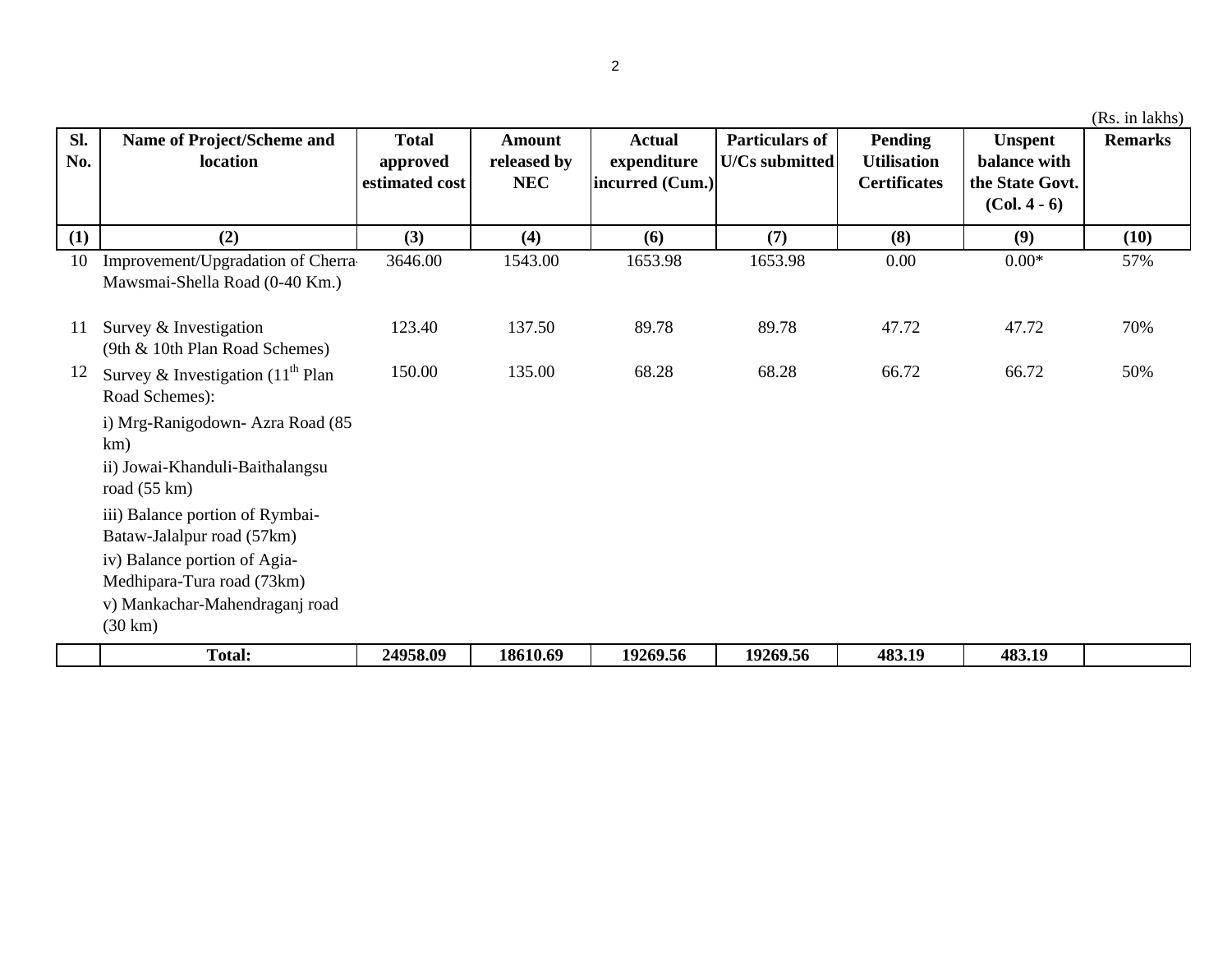(Rs. in lakhs)

| Sl. No. | Name of Project/Scheme and location | Total approved estimated cost | Amount released by NEC | Actual expenditure incurred (Cum.) | Particulars of U/Cs submitted | Pending Utilisation Certificates | Unspent balance with the State Govt. (Col. 4 - 6) | Remarks |
|---|---|---|---|---|---|---|---|---|
| (1) | (2) | (3) | (4) | (6) | (7) | (8) | (9) | (10) |
| 10 | Improvement/Upgradation of Cherra-Mawsmai-Shella Road (0-40 Km.) | 3646.00 | 1543.00 | 1653.98 | 1653.98 | 0.00 | 0.00* | 57% |
| 11 | Survey & Investigation (9th & 10th Plan Road Schemes) | 123.40 | 137.50 | 89.78 | 89.78 | 47.72 | 47.72 | 70% |
| 12 | Survey & Investigation ($11^{th}$ Plan Road Schemes): i) Mrg-Ranigodown- Azra Road (85 km) ii) Jowai-Khanduli-Baithalangsu road (55 km) iii) Balance portion of Rymbai-Bataw-Jalalpur road (57km) iv) Balance portion of Agia-Medhipara-Tura road (73km) v) Mankachar-Mahendraganj road (30 km) | 150.00 | 135.00 | 68.28 | 68.28 | 66.72 | 66.72 | 50% |
| | **Total:** | **24958.09** | **18610.69** | **19269.56** | **19269.56** | **483.19** | **483.19** | |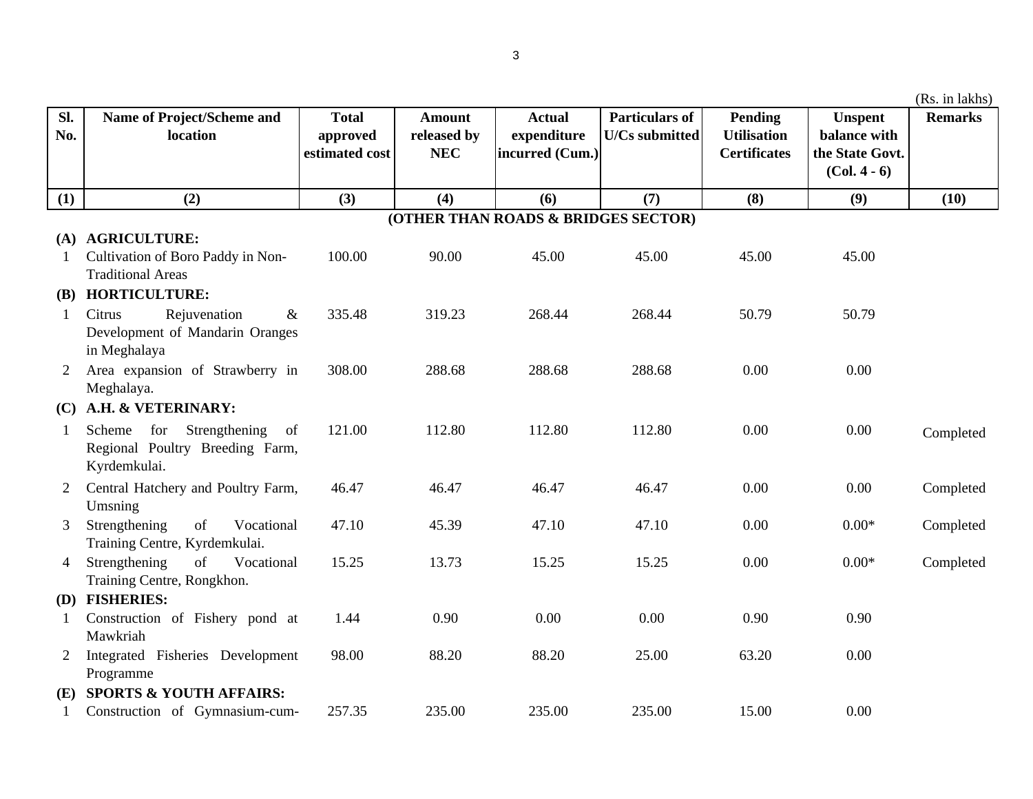(Rs. in lakhs)

| Sl. No. | Name of Project/Scheme and location | Total approved estimated cost | Amount released by NEC | Actual expenditure incurred (Cum.) | Particulars of U/Cs submitted | Pending Utilisation Certificates | Unspent balance with the State Govt. (Col. 4 - 6) | Remarks |
|---|---|---|---|---|---|---|---|---|
| (1) | (2) | (3) | (4) | (6) | (7) | (8) | (9) | (10) |
| | **(OTHER THAN ROADS & BRIDGES SECTOR)** | | | | | | | |
| **(A)** | **AGRICULTURE:** | | | | | | | |
| 1 | Cultivation of Boro Paddy in Non-Traditional Areas | 100.00 | 90.00 | 45.00 | 45.00 | 45.00 | 45.00 | |
| **(B)** | **HORTICULTURE:** | | | | | | | |
| 1 | Citrus Rejuvenation & Development of Mandarin Oranges in Meghalaya | 335.48 | 319.23 | 268.44 | 268.44 | 50.79 | 50.79 | |
| 2 | Area expansion of Strawberry in Meghalaya. | 308.00 | 288.68 | 288.68 | 288.68 | 0.00 | 0.00 | |
| **(C)** | **A.H. & VETERINARY:** | | | | | | | |
| 1 | Scheme for Strengthening of Regional Poultry Breeding Farm, Kyrdemkulai. | 121.00 | 112.80 | 112.80 | 112.80 | 0.00 | 0.00 | Completed |
| 2 | Central Hatchery and Poultry Farm, Umsning | 46.47 | 46.47 | 46.47 | 46.47 | 0.00 | 0.00 | Completed |
| 3 | Strengthening of Vocational Training Centre, Kyrdemkulai. | 47.10 | 45.39 | 47.10 | 47.10 | 0.00 | 0.00* | Completed |
| 4 | Strengthening of Vocational Training Centre, Rongkhon. | 15.25 | 13.73 | 15.25 | 15.25 | 0.00 | 0.00* | Completed |
| **(D)** | **FISHERIES:** | | | | | | | |
| 1 | Construction of Fishery pond at Mawkriah | 1.44 | 0.90 | 0.00 | 0.00 | 0.90 | 0.90 | |
| 2 | Integrated Fisheries Development Programme | 98.00 | 88.20 | 88.20 | 25.00 | 63.20 | 0.00 | |
| **(E)** | **SPORTS & YOUTH AFFAIRS:** | | | | | | | |
| 1 | Construction of Gymnasium-cum- | 257.35 | 235.00 | 235.00 | 235.00 | 15.00 | 0.00 | |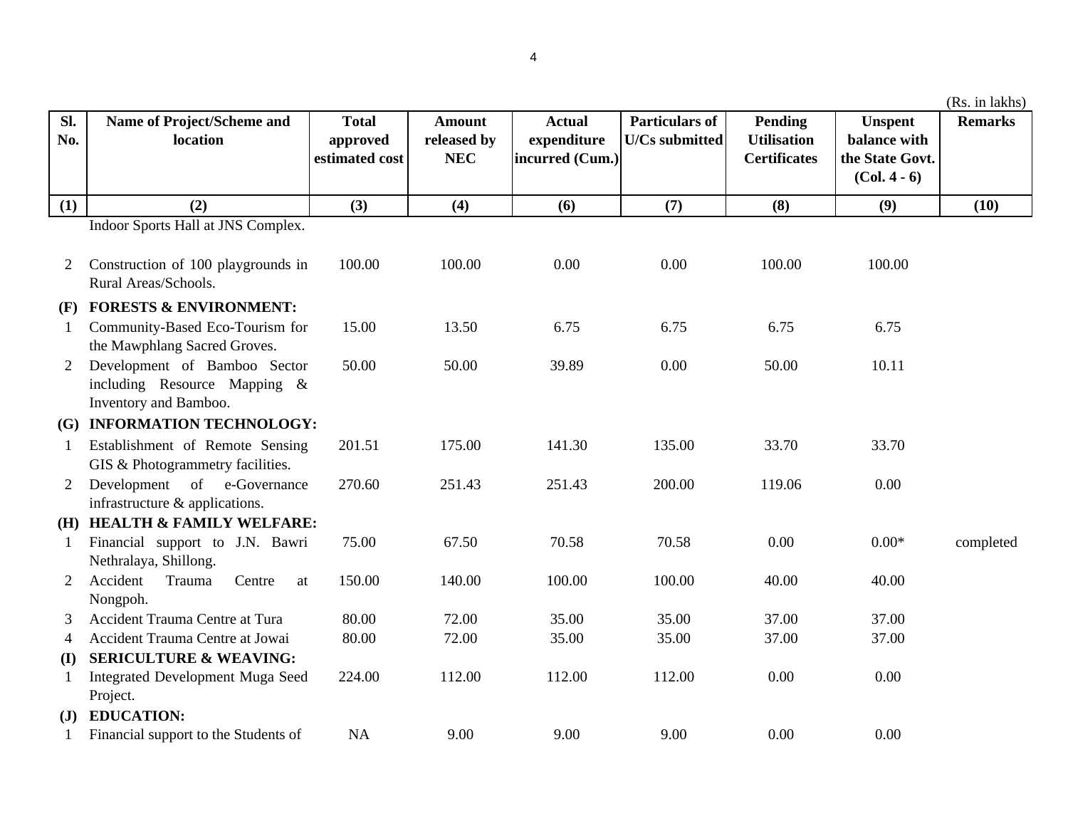(Rs. in lakhs)

| Sl. No. | Name of Project/Scheme and location | Total approved estimated cost | Amount released by NEC | Actual expenditure incurred (Cum.) | Particulars of U/Cs submitted | Pending Utilisation Certificates | Unspent balance with the State Govt. (Col. 4 - 6) | Remarks |
|---|---|---|---|---|---|---|---|---|
| (1) | (2) | (3) | (4) | (6) | (7) | (8) | (9) | (10) |
| | Indoor Sports Hall at JNS Complex. | | | | | | | |
| 2 | Construction of 100 playgrounds in Rural Areas/Schools. | 100.00 | 100.00 | 0.00 | 0.00 | 100.00 | 100.00 | |
| **(F)** | **FORESTS & ENVIRONMENT:** | | | | | | | |
| 1 | Community-Based Eco-Tourism for the Mawphlang Sacred Groves. | 15.00 | 13.50 | 6.75 | 6.75 | 6.75 | 6.75 | |
| 2 | Development of Bamboo Sector including Resource Mapping & Inventory and Bamboo. | 50.00 | 50.00 | 39.89 | 0.00 | 50.00 | 10.11 | |
| **(G)** | **INFORMATION TECHNOLOGY:** | | | | | | | |
| 1 | Establishment of Remote Sensing GIS & Photogrammetry facilities. | 201.51 | 175.00 | 141.30 | 135.00 | 33.70 | 33.70 | |
| 2 | Development of e-Governance infrastructure & applications. | 270.60 | 251.43 | 251.43 | 200.00 | 119.06 | 0.00 | |
| **(H)** | **HEALTH & FAMILY WELFARE:** | | | | | | | |
| 1 | Financial support to J.N. Bawri Nethralaya, Shillong. | 75.00 | 67.50 | 70.58 | 70.58 | 0.00 | 0.00* | completed |
| 2 | Accident Trauma Centre at Nongpoh. | 150.00 | 140.00 | 100.00 | 100.00 | 40.00 | 40.00 | |
| 3 | Accident Trauma Centre at Tura | 80.00 | 72.00 | 35.00 | 35.00 | 37.00 | 37.00 | |
| 4 | Accident Trauma Centre at Jowai | 80.00 | 72.00 | 35.00 | 35.00 | 37.00 | 37.00 | |
| **(I)** | **SERICULTURE & WEAVING:** | | | | | | | |
| 1 | Integrated Development Muga Seed Project. | 224.00 | 112.00 | 112.00 | 112.00 | 0.00 | 0.00 | |
| **(J)** | **EDUCATION:** | | | | | | | |
| 1 | Financial support to the Students of | NA | 9.00 | 9.00 | 9.00 | 0.00 | 0.00 | |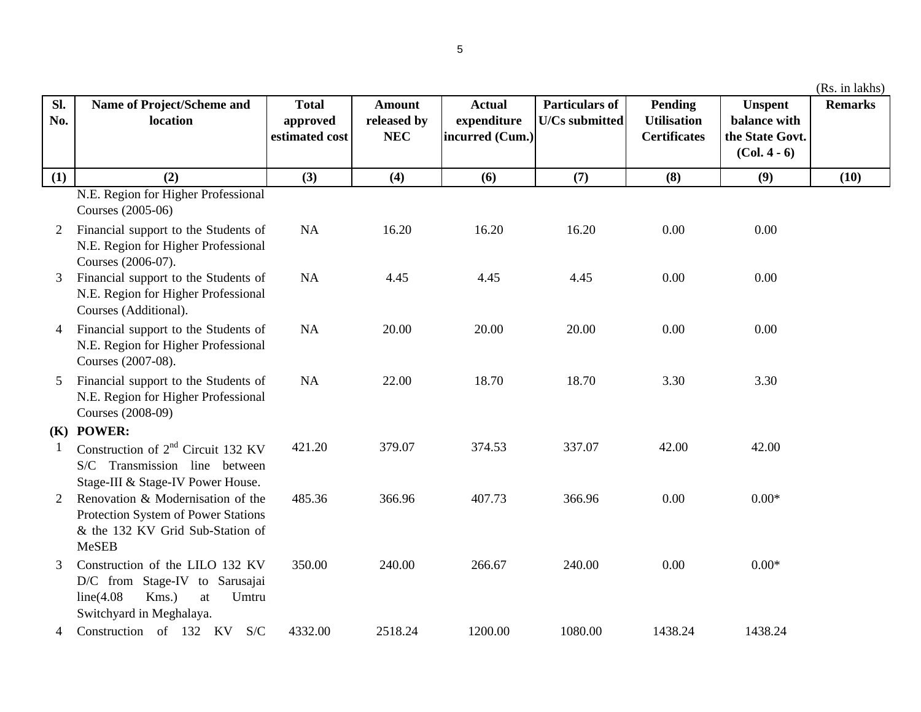(Rs. in lakhs)

| Sl. No. | Name of Project/Scheme and location | Total approved estimated cost | Amount released by NEC | Actual expenditure incurred (Cum.) | Particulars of U/Cs submitted | Pending Utilisation Certificates | Unspent balance with the State Govt. (Col. 4 - 6) | Remarks |
|---|---|---|---|---|---|---|---|---|
| (1) | (2) | (3) | (4) | (6) | (7) | (8) | (9) | (10) |
| | N.E. Region for Higher Professional Courses (2005-06) | | | | | | | |
| 2 | Financial support to the Students of N.E. Region for Higher Professional Courses (2006-07). | NA | 16.20 | 16.20 | 16.20 | 0.00 | 0.00 | |
| 3 | Financial support to the Students of N.E. Region for Higher Professional Courses (Additional). | NA | 4.45 | 4.45 | 4.45 | 0.00 | 0.00 | |
| 4 | Financial support to the Students of N.E. Region for Higher Professional Courses (2007-08). | NA | 20.00 | 20.00 | 20.00 | 0.00 | 0.00 | |
| 5 | Financial support to the Students of N.E. Region for Higher Professional Courses (2008-09) | NA | 22.00 | 18.70 | 18.70 | 3.30 | 3.30 | |
| **(K)** | **POWER:** | | | | | | | |
| 1 | Construction of 2nd Circuit 132 KV S/C Transmission line between Stage-III & Stage-IV Power House. | 421.20 | 379.07 | 374.53 | 337.07 | 42.00 | 42.00 | |
| 2 | Renovation & Modernisation of the Protection System of Power Stations & the 132 KV Grid Sub-Station of MeSEB | 485.36 | 366.96 | 407.73 | 366.96 | 0.00 | 0.00* | |
| 3 | Construction of the LILO 132 KV D/C from Stage-IV to Sarusajai line(4.08 Kms.) at Umtru Switchyard in Meghalaya. | 350.00 | 240.00 | 266.67 | 240.00 | 0.00 | 0.00* | |
| 4 | Construction of 132 KV S/C | 4332.00 | 2518.24 | 1200.00 | 1080.00 | 1438.24 | 1438.24 | |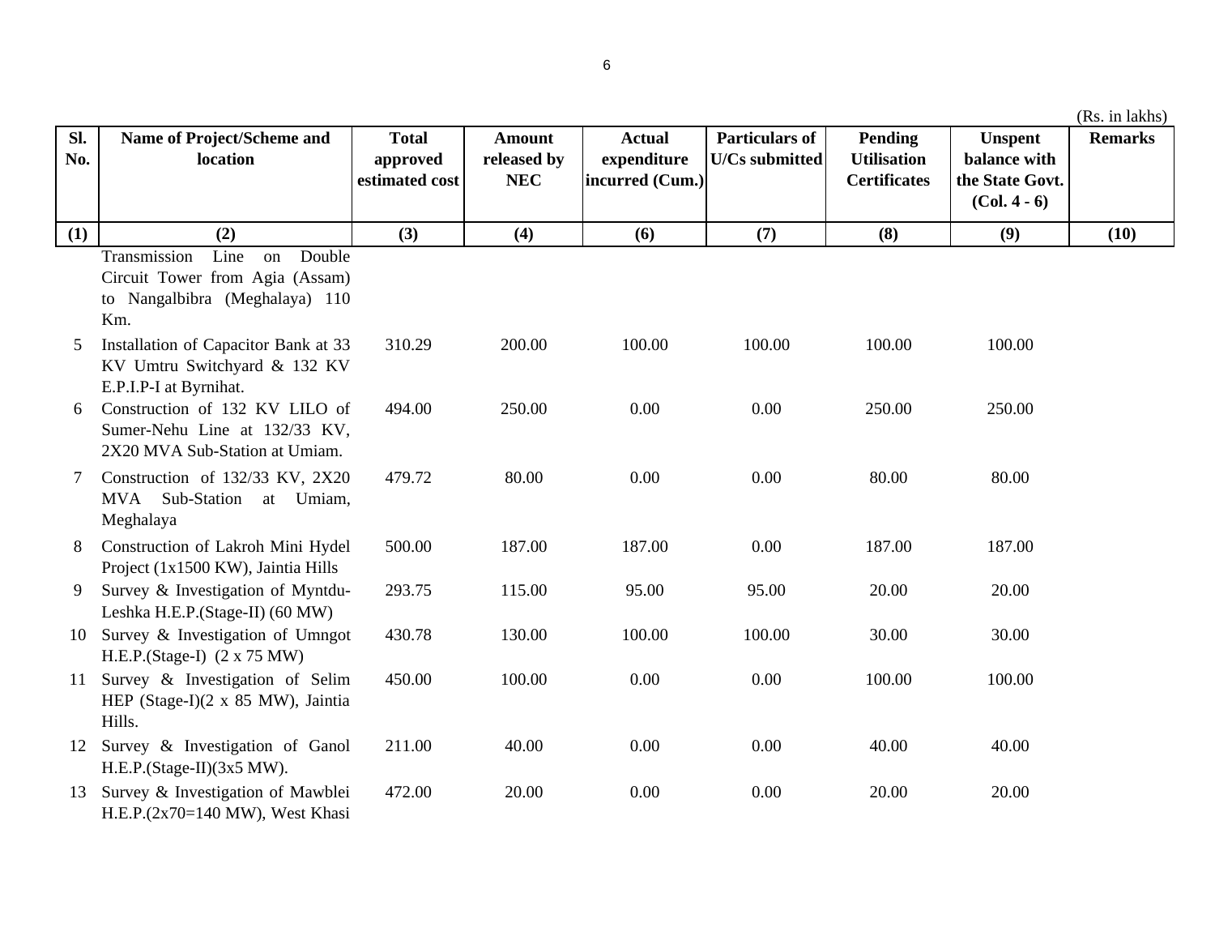(Rs. in lakhs)

| Sl. No. | Name of Project/Scheme and location | Total approved estimated cost | Amount released by NEC | Actual expenditure incurred (Cum.) | Particulars of U/Cs submitted | Pending Utilisation Certificates | Unspent balance with the State Govt. (Col. 4 - 6) | Remarks |
|---|---|---|---|---|---|---|---|---|
| (1) | (2) | (3) | (4) | (6) | (7) | (8) | (9) | (10) |
| | Transmission Line on Double Circuit Tower from Agia (Assam) to Nangalbibra (Meghalaya) 110 Km. | | | | | | | |
| 5 | Installation of Capacitor Bank at 33 KV Umtru Switchyard & 132 KV E.P.I.P-I at Byrnihat. | 310.29 | 200.00 | 100.00 | 100.00 | 100.00 | 100.00 | |
| 6 | Construction of 132 KV LILO of Sumer-Nehu Line at 132/33 KV, 2X20 MVA Sub-Station at Umiam. | 494.00 | 250.00 | 0.00 | 0.00 | 250.00 | 250.00 | |
| 7 | Construction of 132/33 KV, 2X20 MVA Sub-Station at Umiam, Meghalaya | 479.72 | 80.00 | 0.00 | 0.00 | 80.00 | 80.00 | |
| 8 | Construction of Lakroh Mini Hydel Project (1x1500 KW), Jaintia Hills | 500.00 | 187.00 | 187.00 | 0.00 | 187.00 | 187.00 | |
| 9 | Survey & Investigation of Myntdu-Leshka H.E.P.(Stage-II) (60 MW) | 293.75 | 115.00 | 95.00 | 95.00 | 20.00 | 20.00 | |
| 10 | Survey & Investigation of Umngot H.E.P.(Stage-I) (2 x 75 MW) | 430.78 | 130.00 | 100.00 | 100.00 | 30.00 | 30.00 | |
| 11 | Survey & Investigation of Selim HEP (Stage-I)(2 x 85 MW), Jaintia Hills. | 450.00 | 100.00 | 0.00 | 0.00 | 100.00 | 100.00 | |
| 12 | Survey & Investigation of Ganol H.E.P.(Stage-II)(3x5 MW). | 211.00 | 40.00 | 0.00 | 0.00 | 40.00 | 40.00 | |
| 13 | Survey & Investigation of Mawblei H.E.P.(2x70=140 MW), West Khasi | 472.00 | 20.00 | 0.00 | 0.00 | 20.00 | 20.00 | |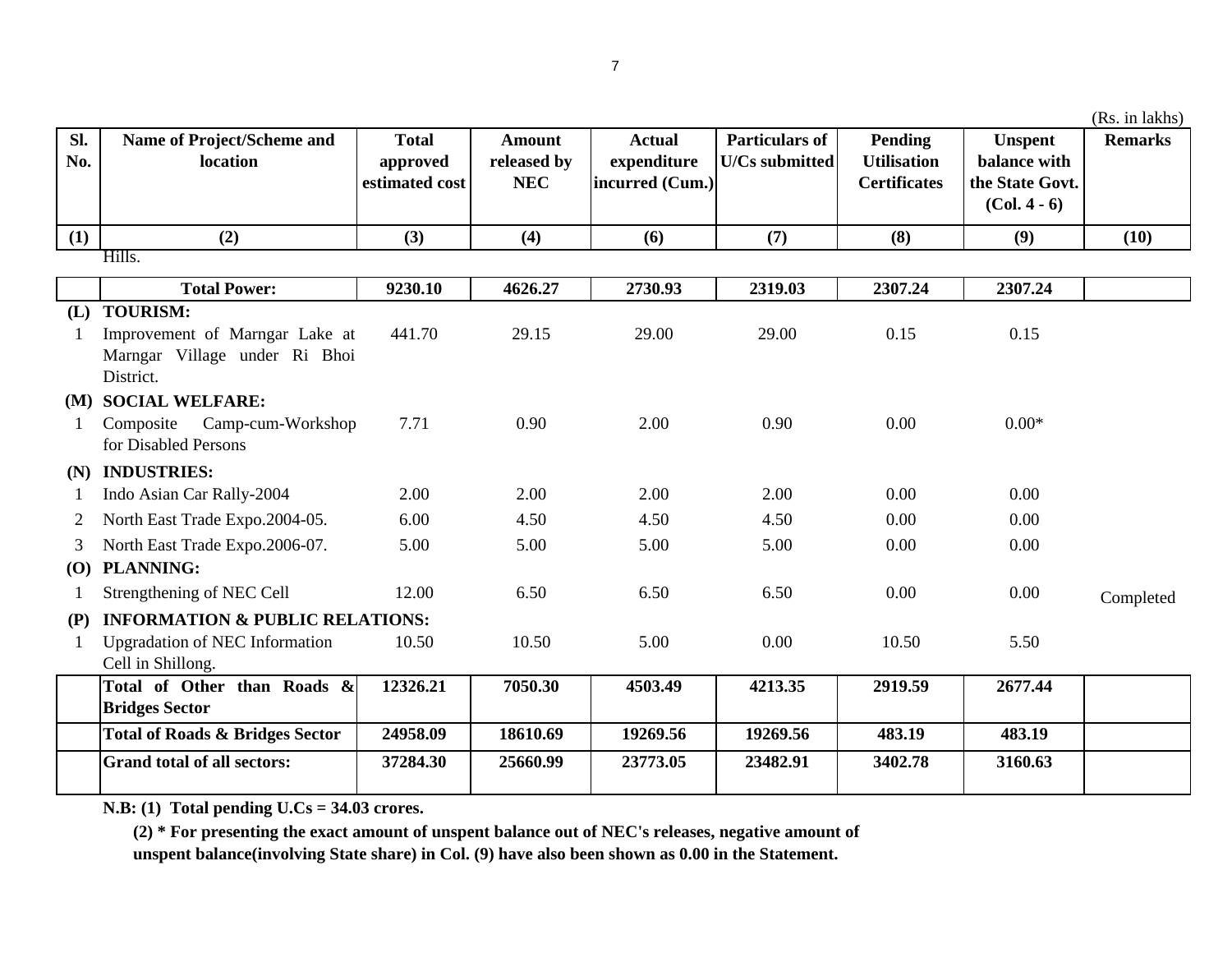(Rs. in lakhs)

| Sl. No. | Name of Project/Scheme and location | Total approved estimated cost | Amount released by NEC | Actual expenditure incurred (Cum.) | Particulars of U/Cs submitted | Pending Utilisation Certificates | Unspent balance with the State Govt. (Col. 4 - 6) | Remarks |
|---|---|---|---|---|---|---|---|---|
| (1) | (2) | (3) | (4) | (6) | (7) | (8) | (9) | (10) |
| | Hills. | | | | | | | |
| | **Total Power:** | **9230.10** | **4626.27** | **2730.93** | **2319.03** | **2307.24** | **2307.24** | |
| **(L)** | **TOURISM:** | | | | | | | |
| 1 | Improvement of Marngar Lake at Marngar Village under Ri Bhoi District. | 441.70 | 29.15 | 29.00 | 29.00 | 0.15 | 0.15 | |
| **(M)** | **SOCIAL WELFARE:** | | | | | | | |
| 1 | Composite Camp-cum-Workshop for Disabled Persons | 7.71 | 0.90 | 2.00 | 0.90 | 0.00 | 0.00* | |
| **(N)** | **INDUSTRIES:** | | | | | | | |
| 1 | Indo Asian Car Rally-2004 | 2.00 | 2.00 | 2.00 | 2.00 | 0.00 | 0.00 | |
| 2 | North East Trade Expo.2004-05. | 6.00 | 4.50 | 4.50 | 4.50 | 0.00 | 0.00 | |
| 3 | North East Trade Expo.2006-07. | 5.00 | 5.00 | 5.00 | 5.00 | 0.00 | 0.00 | |
| **(O)** | **PLANNING:** | | | | | | | |
| 1 | Strengthening of NEC Cell | 12.00 | 6.50 | 6.50 | 6.50 | 0.00 | 0.00 | Completed |
| **(P)** | **INFORMATION & PUBLIC RELATIONS:** | | | | | | | |
| 1 | Upgradation of NEC Information Cell in Shillong. | 10.50 | 10.50 | 5.00 | 0.00 | 10.50 | 5.50 | |
| | **Total of Other than Roads & Bridges Sector** | **12326.21** | **7050.30** | **4503.49** | **4213.35** | **2919.59** | **2677.44** | |
| | **Total of Roads & Bridges Sector** | **24958.09** | **18610.69** | **19269.56** | **19269.56** | **483.19** | **483.19** | |
| | **Grand total of all sectors:** | **37284.30** | **25660.99** | **23773.05** | **23482.91** | **3402.78** | **3160.63** | |

**N.B: (1) Total pending U.Cs = 34.03 crores.**

**(2) * For presenting the exact amount of unspent balance out of NEC's releases, negative amount of unspent balance(involving State share) in Col. (9) have also been shown as 0.00 in the Statement.**